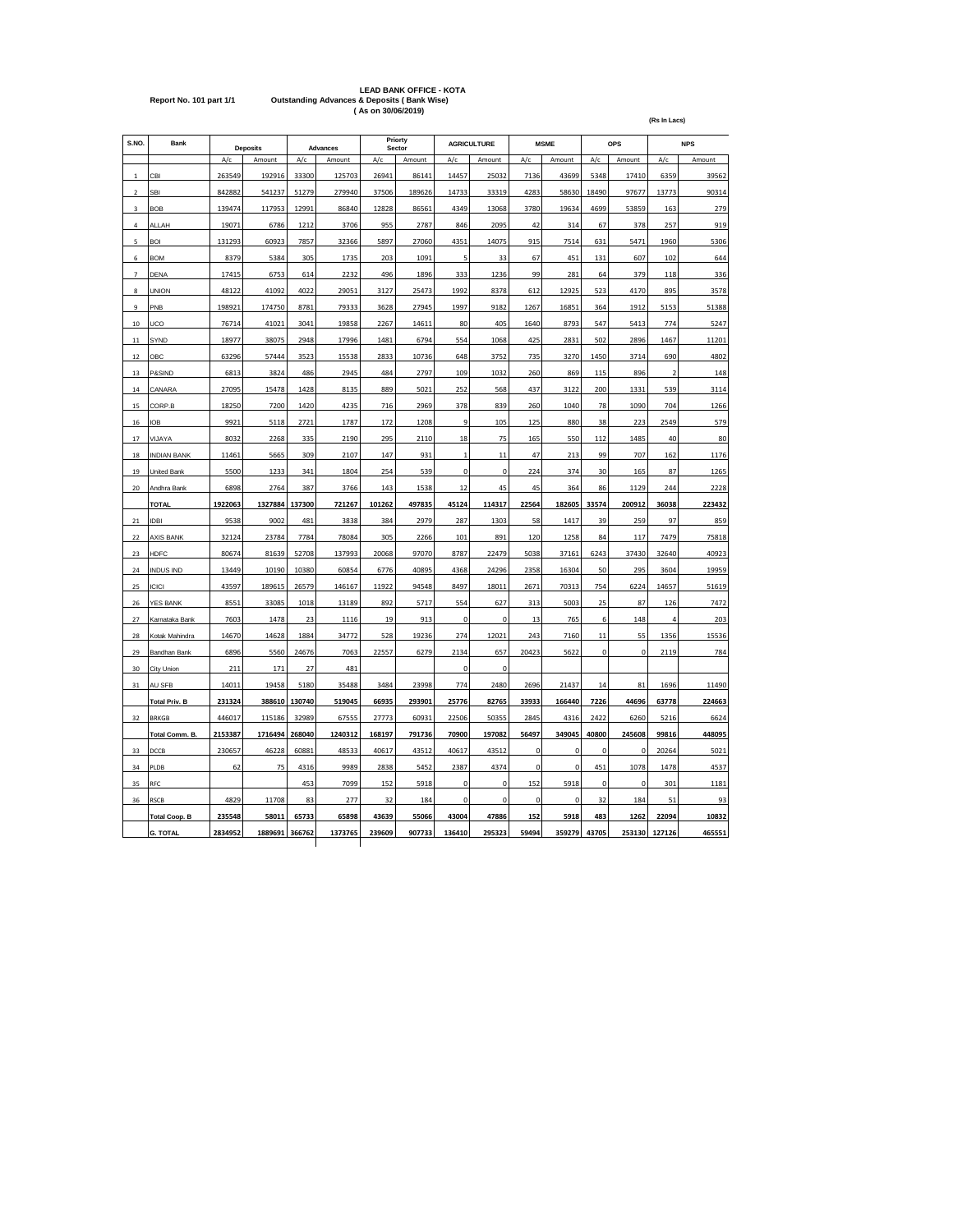**LEAD BANK OFFICE - KOTA**

**Report No. 101 part 1/1** **Outstanding Advances & Deposits ( Bank Wise)**

**( As on 30/06/2019)**

**(Rs In Lacs)**

| S.NO. | Bank | Deposits | | Advances | | Priorty Sector | | AGRICULTURE | | MSME | | OPS | | NPS | |
|---|---|---|---|---|---|---|---|---|---|---|---|---|---|---|---|
| | | A/c | Amount | A/c | Amount | A/c | Amount | A/c | Amount | A/c | Amount | A/c | Amount | A/c | Amount |
| 1 | CBI | 263549 | 192916 | 33300 | 125703 | 26941 | 86141 | 14457 | 25032 | 7136 | 43699 | 5348 | 17410 | 6359 | 39562 |
| 2 | SBI | 842882 | 541237 | 51279 | 279940 | 37506 | 189626 | 14733 | 33319 | 4283 | 58630 | 18490 | 97677 | 13773 | 90314 |
| 3 | BOB | 139474 | 117953 | 12991 | 86840 | 12828 | 86561 | 4349 | 13068 | 3780 | 19634 | 4699 | 53859 | 163 | 279 |
| 4 | ALLAH | 19071 | 6786 | 1212 | 3706 | 955 | 2787 | 846 | 2095 | 42 | 314 | 67 | 378 | 257 | 919 |
| 5 | BOI | 131293 | 60923 | 7857 | 32366 | 5897 | 27060 | 4351 | 14075 | 915 | 7514 | 631 | 5471 | 1960 | 5306 |
| 6 | BOM | 8379 | 5384 | 305 | 1735 | 203 | 1091 | 5 | 33 | 67 | 451 | 131 | 607 | 102 | 644 |
| 7 | DENA | 17415 | 6753 | 614 | 2232 | 496 | 1896 | 333 | 1236 | 99 | 281 | 64 | 379 | 118 | 336 |
| 8 | UNION | 48122 | 41092 | 4022 | 29051 | 3127 | 25473 | 1992 | 8378 | 612 | 12925 | 523 | 4170 | 895 | 3578 |
| 9 | PNB | 198921 | 174750 | 8781 | 79333 | 3628 | 27945 | 1997 | 9182 | 1267 | 16851 | 364 | 1912 | 5153 | 51388 |
| 10 | UCO | 76714 | 41021 | 3041 | 19858 | 2267 | 14611 | 80 | 405 | 1640 | 8793 | 547 | 5413 | 774 | 5247 |
| 11 | SYND | 18977 | 38075 | 2948 | 17996 | 1481 | 6794 | 554 | 1068 | 425 | 2831 | 502 | 2896 | 1467 | 11201 |
| 12 | OBC | 63296 | 57444 | 3523 | 15538 | 2833 | 10736 | 648 | 3752 | 735 | 3270 | 1450 | 3714 | 690 | 4802 |
| 13 | P&SIND | 6813 | 3824 | 486 | 2945 | 484 | 2797 | 109 | 1032 | 260 | 869 | 115 | 896 | 2 | 148 |
| 14 | CANARA | 27095 | 15478 | 1428 | 8135 | 889 | 5021 | 252 | 568 | 437 | 3122 | 200 | 1331 | 539 | 3114 |
| 15 | CORP.B | 18250 | 7200 | 1420 | 4235 | 716 | 2969 | 378 | 839 | 260 | 1040 | 78 | 1090 | 704 | 1266 |
| 16 | IOB | 9921 | 5118 | 2721 | 1787 | 172 | 1208 | 9 | 105 | 125 | 880 | 38 | 223 | 2549 | 579 |
| 17 | VIJAYA | 8032 | 2268 | 335 | 2190 | 295 | 2110 | 18 | 75 | 165 | 550 | 112 | 1485 | 40 | 80 |
| 18 | INDIAN BANK | 11461 | 5665 | 309 | 2107 | 147 | 931 | 1 | 11 | 47 | 213 | 99 | 707 | 162 | 1176 |
| 19 | United Bank | 5500 | 1233 | 341 | 1804 | 254 | 539 | 0 | 0 | 224 | 374 | 30 | 165 | 87 | 1265 |
| 20 | Andhra Bank | 6898 | 2764 | 387 | 3766 | 143 | 1538 | 12 | 45 | 45 | 364 | 86 | 1129 | 244 | 2228 |
| | **TOTAL** | **1922063** | **1327884** | **137300** | **721267** | **101262** | **497835** | **45124** | **114317** | **22564** | **182605** | **33574** | **200912** | **36038** | **223432** |
| 21 | IDBI | 9538 | 9002 | 481 | 3838 | 384 | 2979 | 287 | 1303 | 58 | 1417 | 39 | 259 | 97 | 859 |
| 22 | AXIS BANK | 32124 | 23784 | 7784 | 78084 | 305 | 2266 | 101 | 891 | 120 | 1258 | 84 | 117 | 7479 | 75818 |
| 23 | HDFC | 80674 | 81639 | 52708 | 137993 | 20068 | 97070 | 8787 | 22479 | 5038 | 37161 | 6243 | 37430 | 32640 | 40923 |
| 24 | INDUS IND | 13449 | 10190 | 10380 | 60854 | 6776 | 40895 | 4368 | 24296 | 2358 | 16304 | 50 | 295 | 3604 | 19959 |
| 25 | ICICI | 43597 | 189615 | 26579 | 146167 | 11922 | 94548 | 8497 | 18011 | 2671 | 70313 | 754 | 6224 | 14657 | 51619 |
| 26 | YES BANK | 8551 | 33085 | 1018 | 13189 | 892 | 5717 | 554 | 627 | 313 | 5003 | 25 | 87 | 126 | 7472 |
| 27 | Karnataka Bank | 7603 | 1478 | 23 | 1116 | 19 | 913 | 0 | 0 | 13 | 765 | 6 | 148 | 4 | 203 |
| 28 | Kotak Mahindra | 14670 | 14628 | 1884 | 34772 | 528 | 19236 | 274 | 12021 | 243 | 7160 | 11 | 55 | 1356 | 15536 |
| 29 | Bandhan Bank | 6896 | 5560 | 24676 | 7063 | 22557 | 6279 | 2134 | 657 | 20423 | 5622 | 0 | 0 | 2119 | 784 |
| 30 | City Union | 211 | 171 | 27 | 481 | | | 0 | 0 | | | | | | |
| 31 | AU SFB | 14011 | 19458 | 5180 | 35488 | 3484 | 23998 | 774 | 2480 | 2696 | 21437 | 14 | 81 | 1696 | 11490 |
| | **Total Priv. B** | **231324** | **388610** | **130740** | **519045** | **66935** | **293901** | **25776** | **82765** | **33933** | **166440** | **7226** | **44696** | **63778** | **224663** |
| 32 | BRKGB | 446017 | 115186 | 32989 | 67555 | 27773 | 60931 | 22506 | 50355 | 2845 | 4316 | 2422 | 6260 | 5216 | 6624 |
| | **Total Comm. B.** | **2153387** | **1716494** | **268040** | **1240312** | **168197** | **791736** | **70900** | **197082** | **56497** | **349045** | **40800** | **245608** | **99816** | **448095** |
| 33 | DCCB | 230657 | 46228 | 60881 | 48533 | 40617 | 43512 | 40617 | 43512 | 0 | 0 | 0 | 0 | 20264 | 5021 |
| 34 | PLDB | 62 | 75 | 4316 | 9989 | 2838 | 5452 | 2387 | 4374 | 0 | 0 | 451 | 1078 | 1478 | 4537 |
| 35 | RFC | | | 453 | 7099 | 152 | 5918 | 0 | 0 | 152 | 5918 | 0 | 0 | 301 | 1181 |
| 36 | RSCB | 4829 | 11708 | 83 | 277 | 32 | 184 | 0 | 0 | 0 | 0 | 32 | 184 | 51 | 93 |
| | **Total Coop. B** | **235548** | **58011** | **65733** | **65898** | **43639** | **55066** | **43004** | **47886** | **152** | **5918** | **483** | **1262** | **22094** | **10832** |
| | **G. TOTAL** | **2834952** | **1889691** | **366762** | **1373765** | **239609** | **907733** | **136410** | **295323** | **59494** | **359279** | **43705** | **253130** | **127126** | **465551** |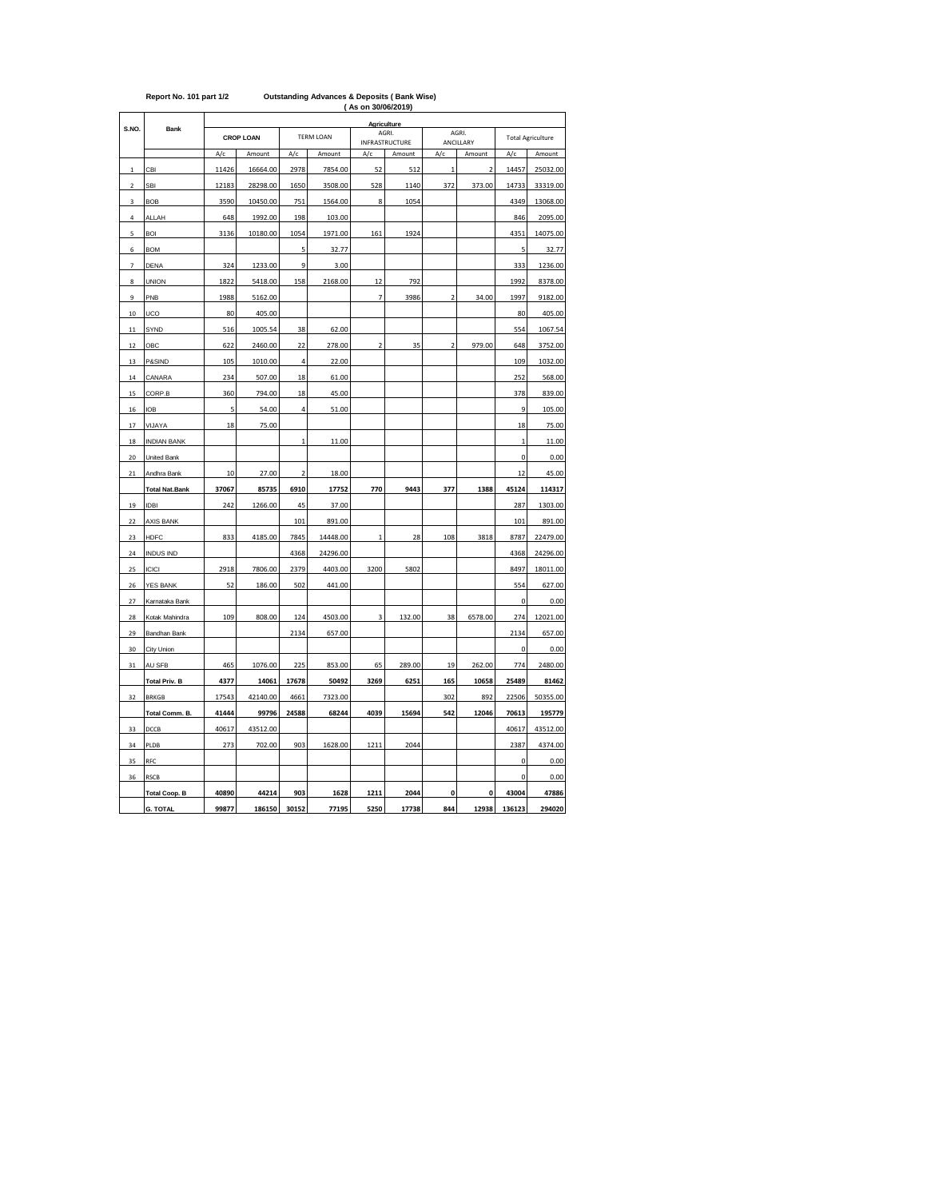**Report No. 101 part 1/2**  **Outstanding Advances & Deposits ( Bank Wise)**

**( As on 30/06/2019)**

| S.NO. | Bank | Agriculture | | | | | | | | | |
|---|---|---|---|---|---|---|---|---|---|---|---|
| | | CROP LOAN | | TERM LOAN | | AGRI. INFRASTRUCTURE | | AGRI. ANCILLARY | | Total Agriculture | |
| | | A/c | Amount | A/c | Amount | A/c | Amount | A/c | Amount | A/c | Amount |
| 1 | CBI | 11426 | 16664.00 | 2978 | 7854.00 | 52 | 512 | 1 | 2 | 14457 | 25032.00 |
| 2 | SBI | 12183 | 28298.00 | 1650 | 3508.00 | 528 | 1140 | 372 | 373.00 | 14733 | 33319.00 |
| 3 | BOB | 3590 | 10450.00 | 751 | 1564.00 | 8 | 1054 | | | 4349 | 13068.00 |
| 4 | ALLAH | 648 | 1992.00 | 198 | 103.00 | | | | | 846 | 2095.00 |
| 5 | BOI | 3136 | 10180.00 | 1054 | 1971.00 | 161 | 1924 | | | 4351 | 14075.00 |
| 6 | BOM | | | 5 | 32.77 | | | | | 5 | 32.77 |
| 7 | DENA | 324 | 1233.00 | 9 | 3.00 | | | | | 333 | 1236.00 |
| 8 | UNION | 1822 | 5418.00 | 158 | 2168.00 | 12 | 792 | | | 1992 | 8378.00 |
| 9 | PNB | 1988 | 5162.00 | | | 7 | 3986 | 2 | 34.00 | 1997 | 9182.00 |
| 10 | UCO | 80 | 405.00 | | | | | | | 80 | 405.00 |
| 11 | SYND | 516 | 1005.54 | 38 | 62.00 | | | | | 554 | 1067.54 |
| 12 | OBC | 622 | 2460.00 | 22 | 278.00 | 2 | 35 | 2 | 979.00 | 648 | 3752.00 |
| 13 | P&SIND | 105 | 1010.00 | 4 | 22.00 | | | | | 109 | 1032.00 |
| 14 | CANARA | 234 | 507.00 | 18 | 61.00 | | | | | 252 | 568.00 |
| 15 | CORP.B | 360 | 794.00 | 18 | 45.00 | | | | | 378 | 839.00 |
| 16 | IOB | 5 | 54.00 | 4 | 51.00 | | | | | 9 | 105.00 |
| 17 | VIJAYA | 18 | 75.00 | | | | | | | 18 | 75.00 |
| 18 | INDIAN BANK | | | 1 | 11.00 | | | | | 1 | 11.00 |
| 20 | United Bank | | | | | | | | | 0 | 0.00 |
| 21 | Andhra Bank | 10 | 27.00 | 2 | 18.00 | | | | | 12 | 45.00 |
| | **Total Nat.Bank** | **37067** | **85735** | **6910** | **17752** | **770** | **9443** | **377** | **1388** | **45124** | **114317** |
| 19 | IDBI | 242 | 1266.00 | 45 | 37.00 | | | | | 287 | 1303.00 |
| 22 | AXIS BANK | | | 101 | 891.00 | | | | | 101 | 891.00 |
| 23 | HDFC | 833 | 4185.00 | 7845 | 14448.00 | 1 | 28 | 108 | 3818 | 8787 | 22479.00 |
| 24 | INDUS IND | | | 4368 | 24296.00 | | | | | 4368 | 24296.00 |
| 25 | ICICI | 2918 | 7806.00 | 2379 | 4403.00 | 3200 | 5802 | | | 8497 | 18011.00 |
| 26 | YES BANK | 52 | 186.00 | 502 | 441.00 | | | | | 554 | 627.00 |
| 27 | Karnataka Bank | | | | | | | | | 0 | 0.00 |
| 28 | Kotak Mahindra | 109 | 808.00 | 124 | 4503.00 | 3 | 132.00 | 38 | 6578.00 | 274 | 12021.00 |
| 29 | Bandhan Bank | | | 2134 | 657.00 | | | | | 2134 | 657.00 |
| 30 | City Union | | | | | | | | | 0 | 0.00 |
| 31 | AU SFB | 465 | 1076.00 | 225 | 853.00 | 65 | 289.00 | 19 | 262.00 | 774 | 2480.00 |
| | **Total Priv. B** | **4377** | **14061** | **17678** | **50492** | **3269** | **6251** | **165** | **10658** | **25489** | **81462** |
| 32 | BRKGB | 17543 | 42140.00 | 4661 | 7323.00 | | | 302 | 892 | 22506 | 50355.00 |
| | **Total Comm. B.** | **41444** | **99796** | **24588** | **68244** | **4039** | **15694** | **542** | **12046** | **70613** | **195779** |
| 33 | DCCB | 40617 | 43512.00 | | | | | | | 40617 | 43512.00 |
| 34 | PLDB | 273 | 702.00 | 903 | 1628.00 | 1211 | 2044 | | | 2387 | 4374.00 |
| 35 | RFC | | | | | | | | | 0 | 0.00 |
| 36 | RSCB | | | | | | | | | 0 | 0.00 |
| | **Total Coop. B** | **40890** | **44214** | **903** | **1628** | **1211** | **2044** | **0** | **0** | **43004** | **47886** |
| | **G. TOTAL** | **99877** | **186150** | **30152** | **77195** | **5250** | **17738** | **844** | **12938** | **136123** | **294020** |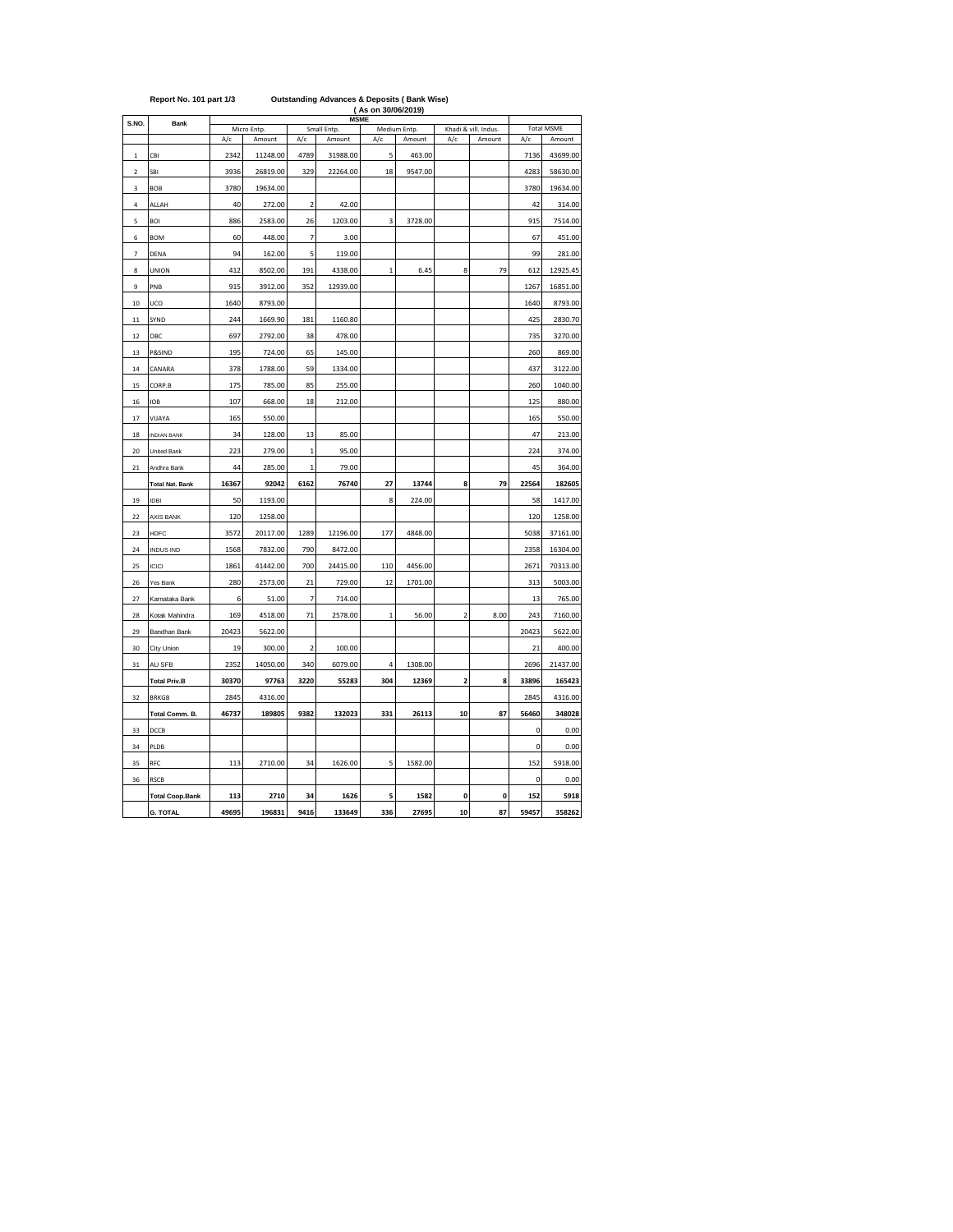**Report No. 101 part 1/3** **Outstanding Advances & Deposits ( Bank Wise)**

**( As on 30/06/2019)**

| S.NO. | Bank | MSME | | | | | | | | | |
|---|---|---|---|---|---|---|---|---|---|---|---|
| | | Micro Entp. | | Small Entp. | | Medium Entp. | | Khadi & vill. Indus. | | Total MSME | |
| | | A/c | Amount | A/c | Amount | A/c | Amount | A/c | Amount | A/c | Amount |
| 1 | CBI | 2342 | 11248.00 | 4789 | 31988.00 | 5 | 463.00 | | | 7136 | 43699.00 |
| 2 | SBI | 3936 | 26819.00 | 329 | 22264.00 | 18 | 9547.00 | | | 4283 | 58630.00 |
| 3 | BOB | 3780 | 19634.00 | | | | | | | 3780 | 19634.00 |
| 4 | ALLAH | 40 | 272.00 | 2 | 42.00 | | | | | 42 | 314.00 |
| 5 | BOI | 886 | 2583.00 | 26 | 1203.00 | 3 | 3728.00 | | | 915 | 7514.00 |
| 6 | BOM | 60 | 448.00 | 7 | 3.00 | | | | | 67 | 451.00 |
| 7 | DENA | 94 | 162.00 | 5 | 119.00 | | | | | 99 | 281.00 |
| 8 | UNION | 412 | 8502.00 | 191 | 4338.00 | 1 | 6.45 | 8 | 79 | 612 | 12925.45 |
| 9 | PNB | 915 | 3912.00 | 352 | 12939.00 | | | | | 1267 | 16851.00 |
| 10 | UCO | 1640 | 8793.00 | | | | | | | 1640 | 8793.00 |
| 11 | SYND | 244 | 1669.90 | 181 | 1160.80 | | | | | 425 | 2830.70 |
| 12 | OBC | 697 | 2792.00 | 38 | 478.00 | | | | | 735 | 3270.00 |
| 13 | P&SIND | 195 | 724.00 | 65 | 145.00 | | | | | 260 | 869.00 |
| 14 | CANARA | 378 | 1788.00 | 59 | 1334.00 | | | | | 437 | 3122.00 |
| 15 | CORP.B | 175 | 785.00 | 85 | 255.00 | | | | | 260 | 1040.00 |
| 16 | IOB | 107 | 668.00 | 18 | 212.00 | | | | | 125 | 880.00 |
| 17 | VIJAYA | 165 | 550.00 | | | | | | | 165 | 550.00 |
| 18 | INDIAN BANK | 34 | 128.00 | 13 | 85.00 | | | | | 47 | 213.00 |
| 20 | United Bank | 223 | 279.00 | 1 | 95.00 | | | | | 224 | 374.00 |
| 21 | Andhra Bank | 44 | 285.00 | 1 | 79.00 | | | | | 45 | 364.00 |
| | **Total Nat. Bank** | **16367** | **92042** | **6162** | **76740** | **27** | **13744** | **8** | **79** | **22564** | **182605** |
| 19 | IDBI | 50 | 1193.00 | | | 8 | 224.00 | | | 58 | 1417.00 |
| 22 | AXIS BANK | 120 | 1258.00 | | | | | | | 120 | 1258.00 |
| 23 | HDFC | 3572 | 20117.00 | 1289 | 12196.00 | 177 | 4848.00 | | | 5038 | 37161.00 |
| 24 | INDUS IND | 1568 | 7832.00 | 790 | 8472.00 | | | | | 2358 | 16304.00 |
| 25 | ICICI | 1861 | 41442.00 | 700 | 24415.00 | 110 | 4456.00 | | | 2671 | 70313.00 |
| 26 | Yes Bank | 280 | 2573.00 | 21 | 729.00 | 12 | 1701.00 | | | 313 | 5003.00 |
| 27 | Karnataka Bank | 6 | 51.00 | 7 | 714.00 | | | | | 13 | 765.00 |
| 28 | Kotak Mahindra | 169 | 4518.00 | 71 | 2578.00 | 1 | 56.00 | 2 | 8.00 | 243 | 7160.00 |
| 29 | Bandhan Bank | 20423 | 5622.00 | | | | | | | 20423 | 5622.00 |
| 30 | City Union | 19 | 300.00 | 2 | 100.00 | | | | | 21 | 400.00 |
| 31 | AU SFB | 2352 | 14050.00 | 340 | 6079.00 | 4 | 1308.00 | | | 2696 | 21437.00 |
| | **Total Priv.B** | **30370** | **97763** | **3220** | **55283** | **304** | **12369** | **2** | **8** | **33896** | **165423** |
| 32 | BRKGB | 2845 | 4316.00 | | | | | | | 2845 | 4316.00 |
| | **Total Comm. B.** | **46737** | **189805** | **9382** | **132023** | **331** | **26113** | **10** | **87** | **56460** | **348028** |
| 33 | DCCB | | | | | | | | | 0 | 0.00 |
| 34 | PLDB | | | | | | | | | 0 | 0.00 |
| 35 | RFC | 113 | 2710.00 | 34 | 1626.00 | 5 | 1582.00 | | | 152 | 5918.00 |
| 36 | RSCB | | | | | | | | | 0 | 0.00 |
| | **Total Coop.Bank** | **113** | **2710** | **34** | **1626** | **5** | **1582** | **0** | **0** | **152** | **5918** |
| | **G. TOTAL** | **49695** | **196831** | **9416** | **133649** | **336** | **27695** | **10** | **87** | **59457** | **358262** |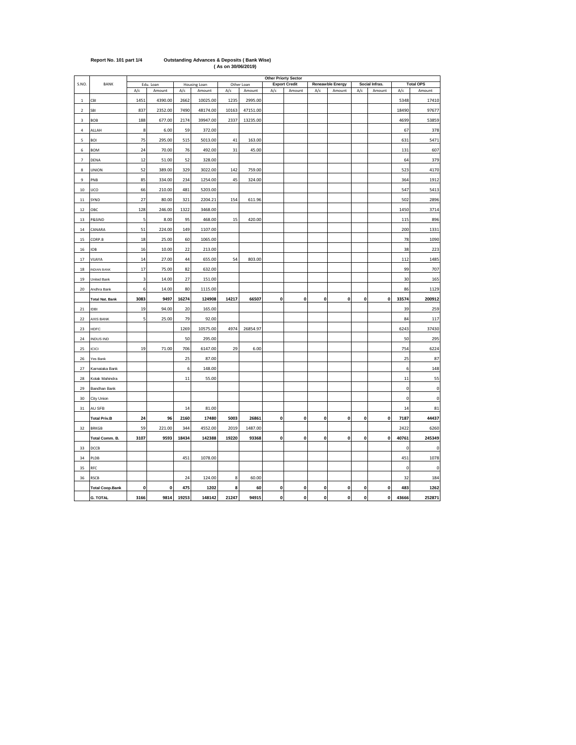**Report No. 101 part 1/4** **Outstanding Advances & Deposits ( Bank Wise)**
**( As on 30/06/2019)**

| S.NO. | BANK | Other Priorty Sector | | | | | | | | | | | | | |
|---|---|---|---|---|---|---|---|---|---|---|---|---|---|---|---|
| | | Edu. Loan | | Housing Loan | | Other Loan | | Export Credit | | Reneawble Energy | | Social Infras. | | Total OPS | |
| | | A/c | Amount | A/c | Amount | A/c | Amount | A/c | Amount | A/c | Amount | A/c | Amount | A/c | Amount |
| 1 | CBI | 1451 | 4390.00 | 2662 | 10025.00 | 1235 | 2995.00 | | | | | | | 5348 | 17410 |
| 2 | SBI | 837 | 2352.00 | 7490 | 48174.00 | 10163 | 47151.00 | | | | | | | 18490 | 97677 |
| 3 | BOB | 188 | 677.00 | 2174 | 39947.00 | 2337 | 13235.00 | | | | | | | 4699 | 53859 |
| 4 | ALLAH | 8 | 6.00 | 59 | 372.00 | | | | | | | | | 67 | 378 |
| 5 | BOI | 75 | 295.00 | 515 | 5013.00 | 41 | 163.00 | | | | | | | 631 | 5471 |
| 6 | BOM | 24 | 70.00 | 76 | 492.00 | 31 | 45.00 | | | | | | | 131 | 607 |
| 7 | DENA | 12 | 51.00 | 52 | 328.00 | | | | | | | | | 64 | 379 |
| 8 | UNION | 52 | 389.00 | 329 | 3022.00 | 142 | 759.00 | | | | | | | 523 | 4170 |
| 9 | PNB | 85 | 334.00 | 234 | 1254.00 | 45 | 324.00 | | | | | | | 364 | 1912 |
| 10 | UCO | 66 | 210.00 | 481 | 5203.00 | | | | | | | | | 547 | 5413 |
| 11 | SYND | 27 | 80.00 | 321 | 2204.21 | 154 | 611.96 | | | | | | | 502 | 2896 |
| 12 | OBC | 128 | 246.00 | 1322 | 3468.00 | | | | | | | | | 1450 | 3714 |
| 13 | P&SIND | 5 | 8.00 | 95 | 468.00 | 15 | 420.00 | | | | | | | 115 | 896 |
| 14 | CANARA | 51 | 224.00 | 149 | 1107.00 | | | | | | | | | 200 | 1331 |
| 15 | CORP.B | 18 | 25.00 | 60 | 1065.00 | | | | | | | | | 78 | 1090 |
| 16 | IOB | 16 | 10.00 | 22 | 213.00 | | | | | | | | | 38 | 223 |
| 17 | VIJAYA | 14 | 27.00 | 44 | 655.00 | 54 | 803.00 | | | | | | | 112 | 1485 |
| 18 | INDIAN BANK | 17 | 75.00 | 82 | 632.00 | | | | | | | | | 99 | 707 |
| 19 | United Bank | 3 | 14.00 | 27 | 151.00 | | | | | | | | | 30 | 165 |
| 20 | Andhra Bank | 6 | 14.00 | 80 | 1115.00 | | | | | | | | | 86 | 1129 |
| | **Total Nat. Bank** | **3083** | **9497** | **16274** | **124908** | **14217** | **66507** | **0** | **0** | **0** | **0** | **0** | **0** | **33574** | **200912** |
| 21 | IDBI | 19 | 94.00 | 20 | 165.00 | | | | | | | | | 39 | 259 |
| 22 | AXIS BANK | 5 | 25.00 | 79 | 92.00 | | | | | | | | | 84 | 117 |
| 23 | HDFC | | | 1269 | 10575.00 | 4974 | 26854.97 | | | | | | | 6243 | 37430 |
| 24 | INDUS IND | | | 50 | 295.00 | | | | | | | | | 50 | 295 |
| 25 | ICICI | 19 | 71.00 | 706 | 6147.00 | 29 | 6.00 | | | | | | | 754 | 6224 |
| 26 | Yes Bank | | | 25 | 87.00 | | | | | | | | | 25 | 87 |
| 27 | Karnataka Bank | | | 6 | 148.00 | | | | | | | | | 6 | 148 |
| 28 | Kotak Mahindra | | | 11 | 55.00 | | | | | | | | | 11 | 55 |
| 29 | Bandhan Bank | | | | | | | | | | | | | 0 | 0 |
| 30 | City Union | | | | | | | | | | | | | 0 | 0 |
| 31 | AU SFB | | | 14 | 81.00 | | | | | | | | | 14 | 81 |
| | **Total Priv.B** | **24** | **96** | **2160** | **17480** | **5003** | **26861** | **0** | **0** | **0** | **0** | **0** | **0** | **7187** | **44437** |
| 32 | BRKGB | 59 | 221.00 | 344 | 4552.00 | 2019 | 1487.00 | | | | | | | 2422 | 6260 |
| | **Total Comm. B.** | **3107** | **9593** | **18434** | **142388** | **19220** | **93368** | **0** | **0** | **0** | **0** | **0** | **0** | **40761** | **245349** |
| 33 | DCCB | | | | | | | | | | | | | 0 | 0 |
| 34 | PLDB | | | 451 | 1078.00 | | | | | | | | | 451 | 1078 |
| 35 | RFC | | | | | | | | | | | | | 0 | 0 |
| 36 | RSCB | | | 24 | 124.00 | 8 | 60.00 | | | | | | | 32 | 184 |
| | **Total Coop.Bank** | **0** | **0** | **475** | **1202** | **8** | **60** | **0** | **0** | **0** | **0** | **0** | **0** | **483** | **1262** |
| | **G. TOTAL** | **3166** | **9814** | **19253** | **148142** | **21247** | **94915** | **0** | **0** | **0** | **0** | **0** | **0** | **43666** | **252871** |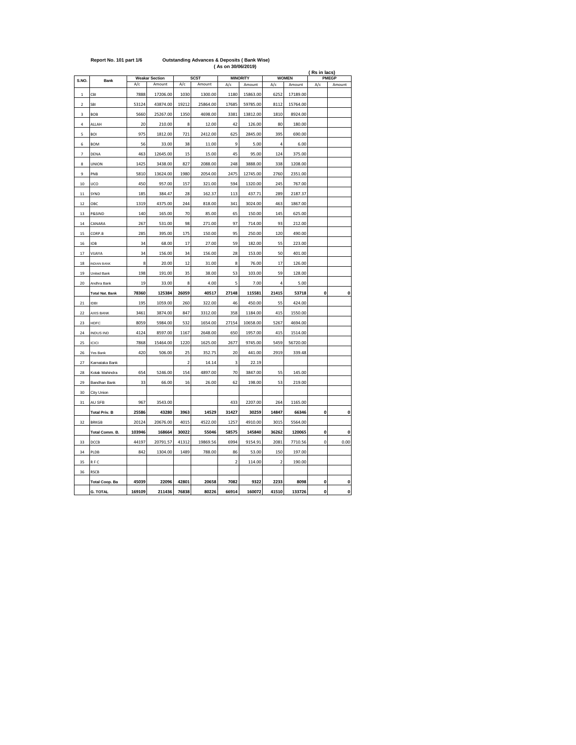**Report No. 101 part 1/6** **Outstanding Advances & Deposits ( Bank Wise)**

**( As on 30/06/2019)**

( Rs in lacs)

| S.NO. | Bank | Weakar Section | | SCST | | MINORITY | | WOMEN | | PMEGP | |
|---|---|---|---|---|---|---|---|---|---|---|---|
| | | A/c | Amount | A/c | Amount | A/c | Amount | A/c | Amount | A/c | Amount |
| 1 | CBI | 7888 | 17206.00 | 1030 | 1300.00 | 1180 | 15863.00 | 6252 | 17189.00 | | |
| 2 | SBI | 53124 | 43874.00 | 19212 | 25864.00 | 17685 | 59785.00 | 8112 | 15764.00 | | |
| 3 | BOB | 5660 | 25267.00 | 1350 | 4698.00 | 3381 | 13812.00 | 1810 | 8924.00 | | |
| 4 | ALLAH | 20 | 210.00 | 8 | 12.00 | 42 | 126.00 | 80 | 180.00 | | |
| 5 | BOI | 975 | 1812.00 | 721 | 2412.00 | 625 | 2845.00 | 395 | 690.00 | | |
| 6 | BOM | 56 | 33.00 | 38 | 11.00 | 9 | 5.00 | 4 | 6.00 | | |
| 7 | DENA | 463 | 12645.00 | 15 | 15.00 | 45 | 95.00 | 124 | 375.00 | | |
| 8 | UNION | 1425 | 3438.00 | 827 | 2088.00 | 248 | 3888.00 | 338 | 1208.00 | | |
| 9 | PNB | 5810 | 13624.00 | 1980 | 2054.00 | 2475 | 12745.00 | 2760 | 2351.00 | | |
| 10 | UCO | 450 | 957.00 | 157 | 321.00 | 594 | 1320.00 | 245 | 767.00 | | |
| 11 | SYND | 185 | 384.47 | 28 | 162.37 | 113 | 437.71 | 289 | 2187.37 | | |
| 12 | OBC | 1319 | 4375.00 | 244 | 818.00 | 341 | 3024.00 | 463 | 1867.00 | | |
| 13 | P&SIND | 140 | 165.00 | 70 | 85.00 | 65 | 150.00 | 145 | 625.00 | | |
| 14 | CANARA | 267 | 531.00 | 98 | 271.00 | 97 | 714.00 | 93 | 212.00 | | |
| 15 | CORP.B | 285 | 395.00 | 175 | 150.00 | 95 | 250.00 | 120 | 490.00 | | |
| 16 | IOB | 34 | 68.00 | 17 | 27.00 | 59 | 182.00 | 55 | 223.00 | | |
| 17 | VIJAYA | 34 | 156.00 | 34 | 156.00 | 28 | 153.00 | 50 | 401.00 | | |
| 18 | INDIAN BANK | 8 | 20.00 | 12 | 31.00 | 8 | 76.00 | 17 | 126.00 | | |
| 19 | United Bank | 198 | 191.00 | 35 | 38.00 | 53 | 103.00 | 59 | 128.00 | | |
| 20 | Andhra Bank | 19 | 33.00 | 8 | 4.00 | 5 | 7.00 | 4 | 5.00 | | |
| | **Total Nat. Bank** | **78360** | **125384** | **26059** | **40517** | **27148** | **115581** | **21415** | **53718** | **0** | **0** |
| 21 | IDBI | 195 | 1059.00 | 260 | 322.00 | 46 | 450.00 | 55 | 424.00 | | |
| 22 | AXIS BANK | 3461 | 3874.00 | 847 | 3312.00 | 358 | 1184.00 | 415 | 1550.00 | | |
| 23 | HDFC | 8059 | 5984.00 | 532 | 1654.00 | 27154 | 10658.00 | 5267 | 4694.00 | | |
| 24 | INDUS IND | 4124 | 8597.00 | 1167 | 2648.00 | 650 | 1957.00 | 415 | 1514.00 | | |
| 25 | ICICI | 7868 | 15464.00 | 1220 | 1625.00 | 2677 | 9745.00 | 5459 | 56720.00 | | |
| 26 | Yes Bank | 420 | 506.00 | 25 | 352.75 | 20 | 441.00 | 2919 | 339.48 | | |
| 27 | Karnataka Bank | | | 2 | 14.14 | 3 | 22.19 | | | | |
| 28 | Kotak Mahindra | 654 | 5246.00 | 154 | 4897.00 | 70 | 3847.00 | 55 | 145.00 | | |
| 29 | Bandhan Bank | 33 | 66.00 | 16 | 26.00 | 62 | 198.00 | 53 | 219.00 | | |
| 30 | City Union | | | | | | | | | | |
| 31 | AU SFB | 967 | 3543.00 | | | 433 | 2207.00 | 264 | 1165.00 | | |
| | **Total Priv. B** | **25586** | **43280** | **3963** | **14529** | **31427** | **30259** | **14847** | **66346** | **0** | **0** |
| 32 | BRKGB | 20124 | 20676.00 | 4015 | 4522.00 | 1257 | 4910.00 | 3015 | 5564.00 | | |
| | **Total Comm. B.** | **103946** | **168664** | **30022** | **55046** | **58575** | **145840** | **36262** | **120065** | **0** | **0** |
| 33 | DCCB | 44197 | 20791.57 | 41312 | 19869.56 | 6994 | 9154.91 | 2081 | 7710.56 | 0 | 0.00 |
| 34 | PLDB | 842 | 1304.00 | 1489 | 788.00 | 86 | 53.00 | 150 | 197.00 | | |
| 35 | R F C | | | | | 2 | 114.00 | 2 | 190.00 | | |
| 36 | RSCB | | | | | | | | | | |
| | **Total Coop. Ba** | **45039** | **22096** | **42801** | **20658** | **7082** | **9322** | **2233** | **8098** | **0** | **0** |
| | **G. TOTAL** | **169109** | **211436** | **76838** | **80226** | **66914** | **160072** | **41510** | **133726** | **0** | **0** |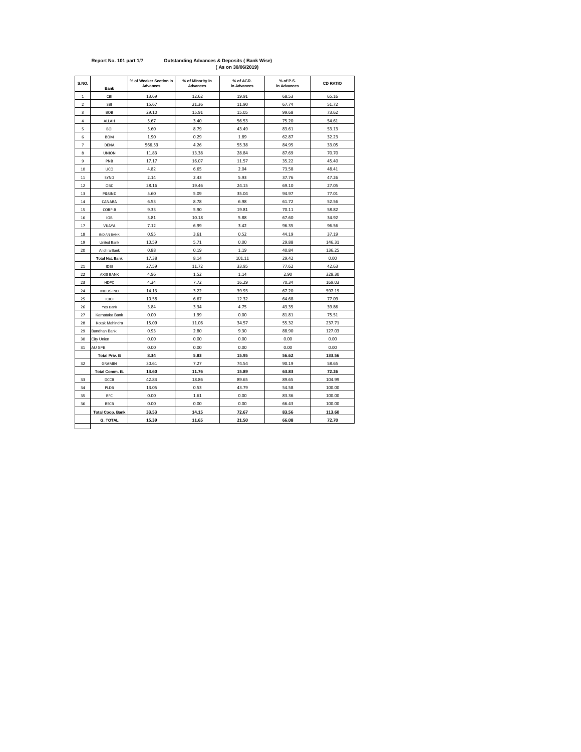Report No. 101 part 1/7 Outstanding Advances & Deposits ( Bank Wise )

( As on 30/06/2019)

| S.NO. | Bank | % of Weaker Section in Advances | % of Minority in Advances | % of AGR. in Advances | % of P.S. in Advances | CD RATIO |
|---|---|---|---|---|---|---|
| 1 | CBI | 13.69 | 12.62 | 19.91 | 68.53 | 65.16 |
| 2 | SBI | 15.67 | 21.36 | 11.90 | 67.74 | 51.72 |
| 3 | BOB | 29.10 | 15.91 | 15.05 | 99.68 | 73.62 |
| 4 | ALLAH | 5.67 | 3.40 | 56.53 | 75.20 | 54.61 |
| 5 | BOI | 5.60 | 8.79 | 43.49 | 83.61 | 53.13 |
| 6 | BOM | 1.90 | 0.29 | 1.89 | 62.87 | 32.23 |
| 7 | DENA | 566.53 | 4.26 | 55.38 | 84.95 | 33.05 |
| 8 | UNION | 11.83 | 13.38 | 28.84 | 87.69 | 70.70 |
| 9 | PNB | 17.17 | 16.07 | 11.57 | 35.22 | 45.40 |
| 10 | UCO | 4.82 | 6.65 | 2.04 | 73.58 | 48.41 |
| 11 | SYND | 2.14 | 2.43 | 5.93 | 37.76 | 47.26 |
| 12 | OBC | 28.16 | 19.46 | 24.15 | 69.10 | 27.05 |
| 13 | P&SIND | 5.60 | 5.09 | 35.04 | 94.97 | 77.01 |
| 14 | CANARA | 6.53 | 8.78 | 6.98 | 61.72 | 52.56 |
| 15 | CORP.B | 9.33 | 5.90 | 19.81 | 70.11 | 58.82 |
| 16 | IOB | 3.81 | 10.18 | 5.88 | 67.60 | 34.92 |
| 17 | VIJAYA | 7.12 | 6.99 | 3.42 | 96.35 | 96.56 |
| 18 | INDIAN BANK | 0.95 | 3.61 | 0.52 | 44.19 | 37.19 |
| 19 | United Bank | 10.59 | 5.71 | 0.00 | 29.88 | 146.31 |
| 20 | Andhra Bank | 0.88 | 0.19 | 1.19 | 40.84 | 136.25 |
| | **Total Nat. Bank** | 17.38 | 8.14 | 101.11 | 29.42 | 0.00 |
| 21 | IDBI | 27.59 | 11.72 | 33.95 | 77.62 | 42.63 |
| 22 | AXIS BANK | 4.96 | 1.52 | 1.14 | 2.90 | 328.30 |
| 23 | HDFC | 4.34 | 7.72 | 16.29 | 70.34 | 169.03 |
| 24 | INDUS IND | 14.13 | 3.22 | 39.93 | 67.20 | 597.19 |
| 25 | ICICI | 10.58 | 6.67 | 12.32 | 64.68 | 77.09 |
| 26 | Yes Bank | 3.84 | 3.34 | 4.75 | 43.35 | 39.86 |
| 27 | Karnataka Bank | 0.00 | 1.99 | 0.00 | 81.81 | 75.51 |
| 28 | Kotak Mahindra | 15.09 | 11.06 | 34.57 | 55.32 | 237.71 |
| 29 | Bandhan Bank | 0.93 | 2.80 | 9.30 | 88.90 | 127.03 |
| 30 | City Union | 0.00 | 0.00 | 0.00 | 0.00 | 0.00 |
| 31 | AU SFB | 0.00 | 0.00 | 0.00 | 0.00 | 0.00 |
| | **Total Priv. B** | **8.34** | **5.83** | **15.95** | **56.62** | **133.56** |
| 32 | GRAMIN | 30.61 | 7.27 | 74.54 | 90.19 | 58.65 |
| | **Total Comm. B.** | **13.60** | **11.76** | **15.89** | **63.83** | **72.26** |
| 33 | DCCB | 42.84 | 18.86 | 89.65 | 89.65 | 104.99 |
| 34 | PLDB | 13.05 | 0.53 | 43.79 | 54.58 | 100.00 |
| 35 | RFC | 0.00 | 1.61 | 0.00 | 83.36 | 100.00 |
| 36 | RSCB | 0.00 | 0.00 | 0.00 | 66.43 | 100.00 |
| | **Total Coop. Bank** | **33.53** | **14.15** | **72.67** | **83.56** | **113.60** |
| | **G. TOTAL** | **15.39** | **11.65** | **21.50** | **66.08** | **72.70** |